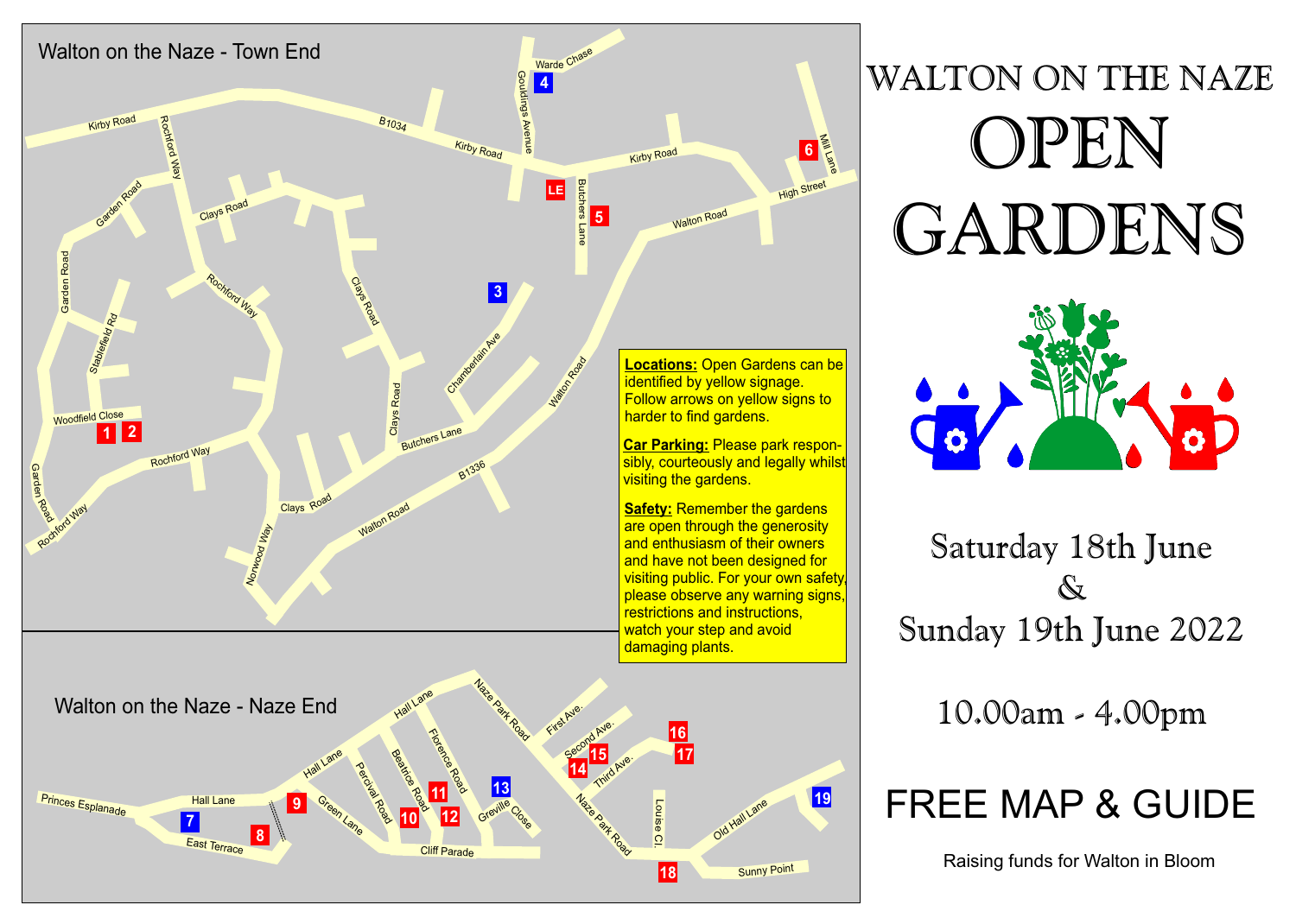# WALTON ON THE NAZE

# OPEN GARDENS

Saturday 18th June
&
Sunday 19th June 2022

10.00am - 4.00pm

## FREE MAP & GUIDE

Raising funds for Walton in Bloom

### Walton on the Naze - Town End

### Walton on the Naze - Naze End

**Locations:** Open Gardens can be identified by yellow signage. Follow arrows on yellow signs to harder to find gardens.

**Car Parking:** Please park responsibly, courteously and legally whilst visiting the gardens.

**Safety:** Remember the gardens are open through the generosity and enthusiasm of their owners and have not been designed for visiting public. For your own safety, please observe any warning signs, restrictions and instructions, watch your step and avoid damaging plants.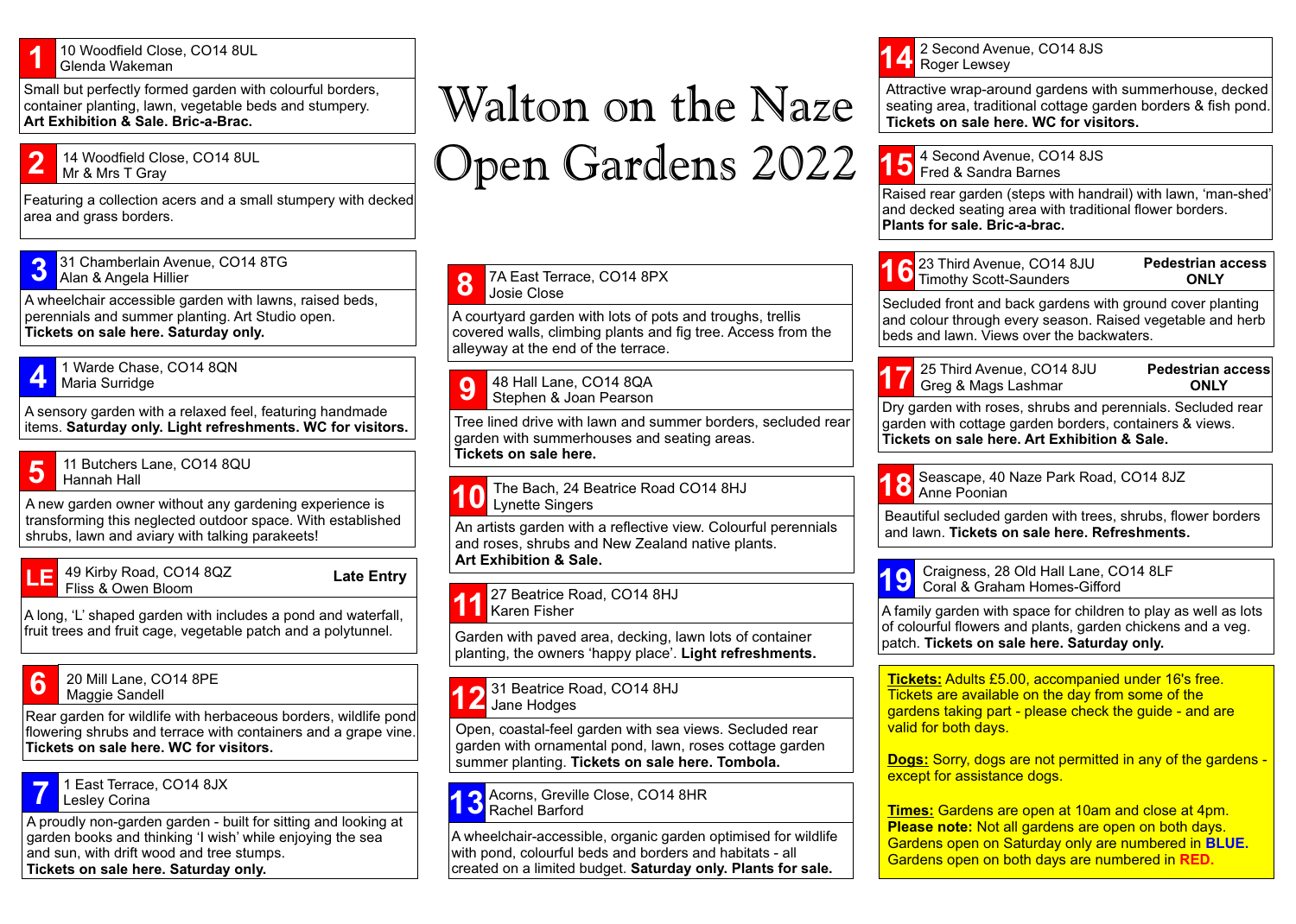# Walton on the Naze Open Gardens 2022

**1** 10 Woodfield Close, CO14 8UL
Glenda Wakeman

Small but perfectly formed garden with colourful borders, container planting, lawn, vegetable beds and stumpery. **Art Exhibition & Sale. Bric-a-Brac.**

**2** 14 Woodfield Close, CO14 8UL
Mr & Mrs T Gray

Featuring a collection acers and a small stumpery with decked area and grass borders.

**3** 31 Chamberlain Avenue, CO14 8TG
Alan & Angela Hillier

A wheelchair accessible garden with lawns, raised beds, perennials and summer planting. Art Studio open. **Tickets on sale here. Saturday only.**

**4** 1 Warde Chase, CO14 8QN
Maria Surridge

A sensory garden with a relaxed feel, featuring handmade items. **Saturday only. Light refreshments. WC for visitors.**

**5** 11 Butchers Lane, CO14 8QU
Hannah Hall

A new garden owner without any gardening experience is transforming this neglected outdoor space. With established shrubs, lawn and aviary with talking parakeets!

**LE** 49 Kirby Road, CO14 8QZ — **Late Entry**
Fliss & Owen Bloom

A long, 'L' shaped garden with includes a pond and waterfall, fruit trees and fruit cage, vegetable patch and a polytunnel.

**6** 20 Mill Lane, CO14 8PE
Maggie Sandell

Rear garden for wildlife with herbaceous borders, wildlife pond flowering shrubs and terrace with containers and a grape vine. **Tickets on sale here. WC for visitors.**

**7** 1 East Terrace, CO14 8JX
Lesley Corina

A proudly non-garden garden - built for sitting and looking at garden books and thinking 'I wish' while enjoying the sea and sun, with drift wood and tree stumps. **Tickets on sale here. Saturday only.**

**8** 7A East Terrace, CO14 8PX
Josie Close

A courtyard garden with lots of pots and troughs, trellis covered walls, climbing plants and fig tree. Access from the alleyway at the end of the terrace.

**9** 48 Hall Lane, CO14 8QA
Stephen & Joan Pearson

Tree lined drive with lawn and summer borders, secluded rear garden with summerhouses and seating areas. **Tickets on sale here.**

**10** The Bach, 24 Beatrice Road CO14 8HJ
Lynette Singers

An artists garden with a reflective view. Colourful perennials and roses, shrubs and New Zealand native plants. **Art Exhibition & Sale.**

**11** 27 Beatrice Road, CO14 8HJ
Karen Fisher

Garden with paved area, decking, lawn lots of container planting, the owners 'happy place'. **Light refreshments.**

**12** 31 Beatrice Road, CO14 8HJ
Jane Hodges

Open, coastal-feel garden with sea views. Secluded rear garden with ornamental pond, lawn, roses cottage garden summer planting. **Tickets on sale here. Tombola.**

**13** Acorns, Greville Close, CO14 8HR
Rachel Barford

A wheelchair-accessible, organic garden optimised for wildlife with pond, colourful beds and borders and habitats - all created on a limited budget. **Saturday only. Plants for sale.**

**14** 2 Second Avenue, CO14 8JS
Roger Lewsey

Attractive wrap-around gardens with summerhouse, decked seating area, traditional cottage garden borders & fish pond. **Tickets on sale here. WC for visitors.**

**15** 4 Second Avenue, CO14 8JS
Fred & Sandra Barnes

Raised rear garden (steps with handrail) with lawn, 'man-shed' and decked seating area with traditional flower borders. **Plants for sale. Bric-a-brac.**

**16** 23 Third Avenue, CO14 8JU — **Pedestrian access ONLY**
Timothy Scott-Saunders

Secluded front and back gardens with ground cover planting and colour through every season. Raised vegetable and herb beds and lawn. Views over the backwaters.

**17** 25 Third Avenue, CO14 8JU — **Pedestrian access ONLY**
Greg & Mags Lashmar

Dry garden with roses, shrubs and perennials. Secluded rear garden with cottage garden borders, containers & views. **Tickets on sale here. Art Exhibition & Sale.**

**18** Seascape, 40 Naze Park Road, CO14 8JZ
Anne Poonian

Beautiful secluded garden with trees, shrubs, flower borders and lawn. **Tickets on sale here. Refreshments.**

**19** Craigness, 28 Old Hall Lane, CO14 8LF
Coral & Graham Homes-Gifford

A family garden with space for children to play as well as lots of colourful flowers and plants, garden chickens and a veg. patch. **Tickets on sale here. Saturday only.**

**Tickets:** Adults £5.00, accompanied under 16's free. Tickets are available on the day from some of the gardens taking part - please check the guide - and are valid for both days.

**Dogs:** Sorry, dogs are not permitted in any of the gardens - except for assistance dogs.

**Times:** Gardens are open at 10am and close at 4pm.
**Please note:** Not all gardens are open on both days.
Gardens open on Saturday only are numbered in **BLUE.**
Gardens open on both days are numbered in **RED.**